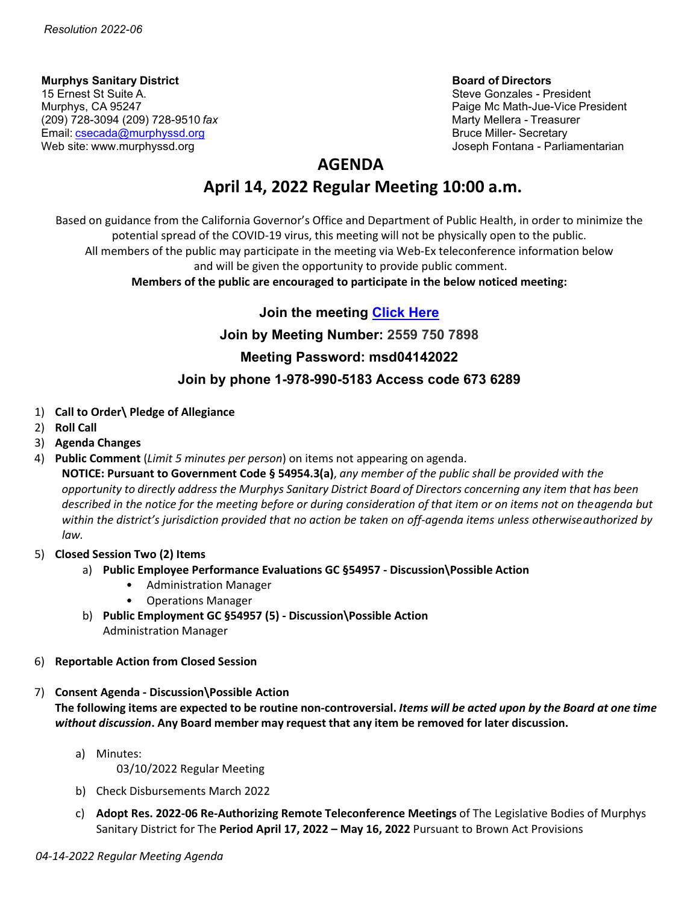*Resolution 2022-06*

**Murphys Sanitary District**
15 Ernest St Suite A.
Murphys, CA 95247
(209) 728-3094 (209) 728-9510 *fax*
Email: csecada@murphyssd.org
Web site: www.murphyssd.org

**Board of Directors**
Steve Gonzales - President
Paige Mc Math-Jue-Vice President
Marty Mellera - Treasurer
Bruce Miller- Secretary
Joseph Fontana - Parliamentarian

# AGENDA

## April 14, 2022 Regular Meeting 10:00 a.m.

Based on guidance from the California Governor's Office and Department of Public Health, in order to minimize the potential spread of the COVID-19 virus, this meeting will not be physically open to the public.
All members of the public may participate in the meeting via Web-Ex teleconference information below and will be given the opportunity to provide public comment.
**Members of the public are encouraged to participate in the below noticed meeting:**

**Join the meeting Click Here**

**Join by Meeting Number: 2559 750 7898**

**Meeting Password: msd04142022**

**Join by phone 1-978-990-5183 Access code 673 6289**

1) **Call to Order\ Pledge of Allegiance**
2) **Roll Call**
3) **Agenda Changes**
4) **Public Comment** (*Limit 5 minutes per person*) on items not appearing on agenda.
   **NOTICE: Pursuant to Government Code § 54954.3(a)**, *any member of the public shall be provided with the opportunity to directly address the Murphys Sanitary District Board of Directors concerning any item that has been described in the notice for the meeting before or during consideration of that item or on items not on the agenda but within the district's jurisdiction provided that no action be taken on off-agenda items unless otherwise authorized by law.*
5) **Closed Session Two (2) Items**
   a) **Public Employee Performance Evaluations GC §54957 - Discussion\Possible Action**
      - Administration Manager
      - Operations Manager
   b) **Public Employment GC §54957 (5) - Discussion\Possible Action**
      Administration Manager
6) **Reportable Action from Closed Session**
7) **Consent Agenda - Discussion\Possible Action**
   **The following items are expected to be routine non-controversial. *Items will be acted upon by the Board at one time without discussion*. Any Board member may request that any item be removed for later discussion.**
   a) Minutes:
      03/10/2022 Regular Meeting
   b) Check Disbursements March 2022
   c) **Adopt Res. 2022-06 Re-Authorizing Remote Teleconference Meetings** of The Legislative Bodies of Murphys Sanitary District for The **Period April 17, 2022 – May 16, 2022** Pursuant to Brown Act Provisions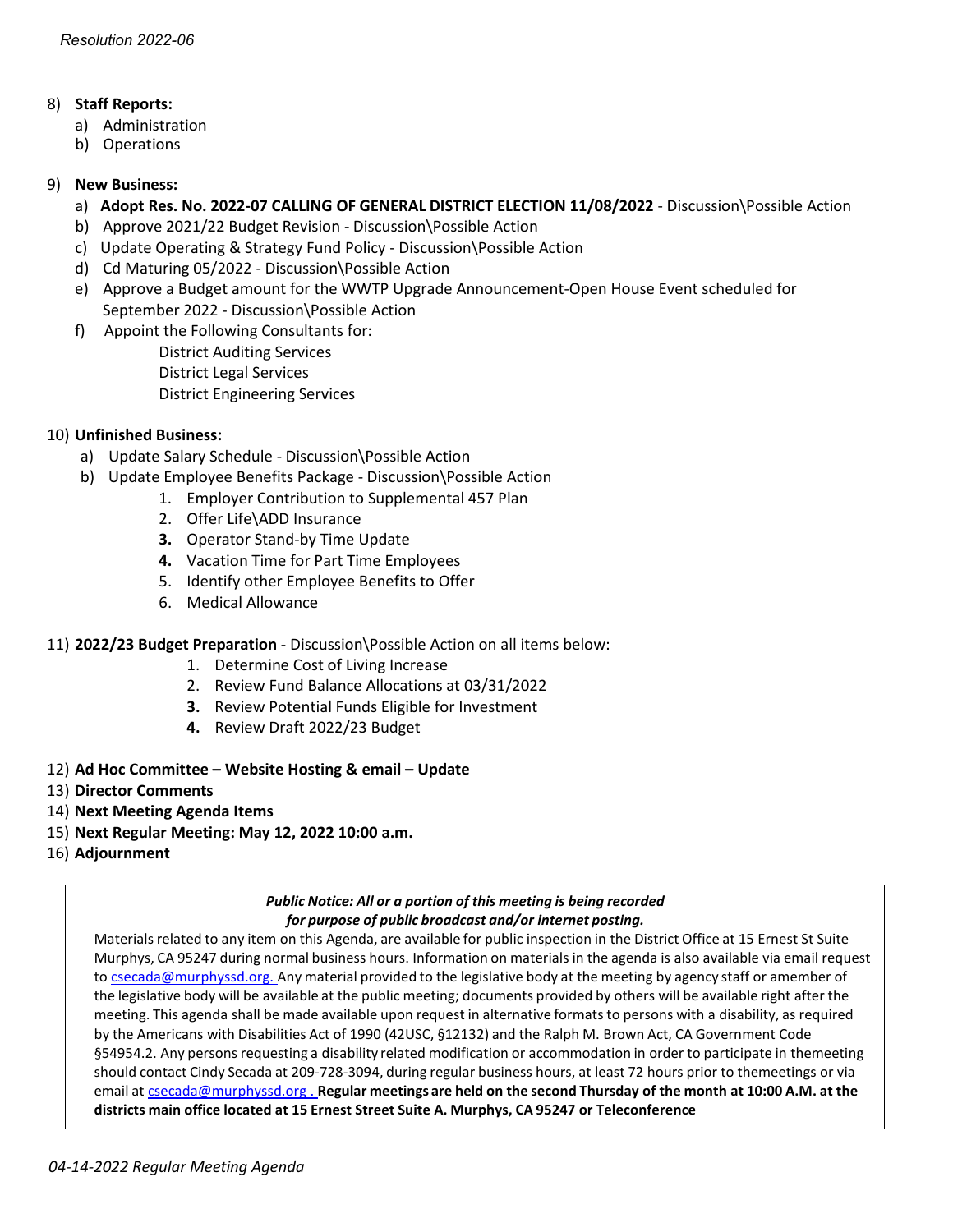8) **Staff Reports:**
   a) Administration
   b) Operations

9) **New Business:**
   a) **Adopt Res. No. 2022-07 CALLING OF GENERAL DISTRICT ELECTION 11/08/2022** - Discussion\Possible Action
   b) Approve 2021/22 Budget Revision - Discussion\Possible Action
   c) Update Operating & Strategy Fund Policy - Discussion\Possible Action
   d) Cd Maturing 05/2022 - Discussion\Possible Action
   e) Approve a Budget amount for the WWTP Upgrade Announcement-Open House Event scheduled for September 2022 - Discussion\Possible Action
   f) Appoint the Following Consultants for:
      District Auditing Services
      District Legal Services
      District Engineering Services

10) **Unfinished Business:**
   a) Update Salary Schedule - Discussion\Possible Action
   b) Update Employee Benefits Package - Discussion\Possible Action
      1. Employer Contribution to Supplemental 457 Plan
      2. Offer Life\ADD Insurance
      **3.** Operator Stand-by Time Update
      **4.** Vacation Time for Part Time Employees
      5. Identify other Employee Benefits to Offer
      6. Medical Allowance

11) **2022/23 Budget Preparation** - Discussion\Possible Action on all items below:
      1. Determine Cost of Living Increase
      2. Review Fund Balance Allocations at 03/31/2022
      **3.** Review Potential Funds Eligible for Investment
      **4.** Review Draft 2022/23 Budget

12) **Ad Hoc Committee – Website Hosting & email – Update**
13) **Director Comments**
14) **Next Meeting Agenda Items**
15) **Next Regular Meeting: May 12, 2022 10:00 a.m.**
16) **Adjournment**

***Public Notice: All or a portion of this meeting is being recorded for purpose of public broadcast and/or internet posting.***

Materials related to any item on this Agenda, are available for public inspection in the District Office at 15 Ernest St Suite Murphys, CA 95247 during normal business hours. Information on materials in the agenda is also available via email request to csecada@murphyssd.org. Any material provided to the legislative body at the meeting by agency staff or amember of the legislative body will be available at the public meeting; documents provided by others will be available right after the meeting. This agenda shall be made available upon request in alternative formats to persons with a disability, as required by the Americans with Disabilities Act of 1990 (42USC, §12132) and the Ralph M. Brown Act, CA Government Code §54954.2. Any persons requesting a disability related modification or accommodation in order to participate in themeeting should contact Cindy Secada at 209-728-3094, during regular business hours, at least 72 hours prior to themeetings or via email at csecada@murphyssd.org . **Regular meetings are held on the second Thursday of the month at 10:00 A.M. at the districts main office located at 15 Ernest Street Suite A. Murphys, CA 95247 or Teleconference**